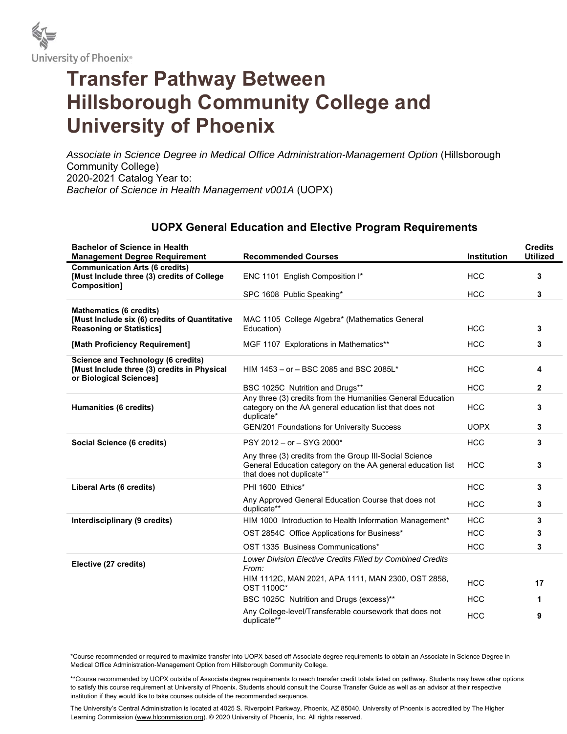University of Phoenix®

# Transfer Pathway Between Hillsborough Community College and University of Phoenix

*Associate in Science Degree in Medical Office Administration-Management Option* (Hillsborough Community College)
2020-2021 Catalog Year to:
*Bachelor of Science in Health Management v001A* (UOPX)

## UOPX General Education and Elective Program Requirements

| Bachelor of Science in Health Management Degree Requirement | Recommended Courses | Institution | Credits Utilized |
|---|---|---|---|
| **Communication Arts (6 credits) [Must Include three (3) credits of College Composition]** | ENC 1101 English Composition I* | HCC | **3** |
| | SPC 1608 Public Speaking* | HCC | **3** |
| **Mathematics (6 credits) [Must Include six (6) credits of Quantitative Reasoning or Statistics]** | MAC 1105 College Algebra* (Mathematics General Education) | HCC | **3** |
| **[Math Proficiency Requirement]** | MGF 1107 Explorations in Mathematics** | HCC | **3** |
| **Science and Technology (6 credits) [Must Include three (3) credits in Physical or Biological Sciences]** | HIM 1453 – or – BSC 2085 and BSC 2085L* | HCC | **4** |
| | BSC 1025C Nutrition and Drugs** | HCC | **2** |
| **Humanities (6 credits)** | Any three (3) credits from the Humanities General Education category on the AA general education list that does not duplicate* | HCC | **3** |
| | GEN/201 Foundations for University Success | UOPX | **3** |
| **Social Science (6 credits)** | PSY 2012 – or – SYG 2000* | HCC | **3** |
| | Any three (3) credits from the Group III-Social Science General Education category on the AA general education list that does not duplicate** | HCC | **3** |
| **Liberal Arts (6 credits)** | PHI 1600 Ethics* | HCC | **3** |
| | Any Approved General Education Course that does not duplicate** | HCC | **3** |
| **Interdisciplinary (9 credits)** | HIM 1000 Introduction to Health Information Management* | HCC | **3** |
| | OST 2854C Office Applications for Business* | HCC | **3** |
| | OST 1335 Business Communications* | HCC | **3** |
| **Elective (27 credits)** | *Lower Division Elective Credits Filled by Combined Credits From:* | | |
| | HIM 1112C, MAN 2021, APA 1111, MAN 2300, OST 2858, OST 1100C* | HCC | **17** |
| | BSC 1025C Nutrition and Drugs (excess)** | HCC | **1** |
| | Any College-level/Transferable coursework that does not duplicate** | HCC | **9** |

*Course recommended or required to maximize transfer into UOPX based off Associate degree requirements to obtain an Associate in Science Degree in Medical Office Administration-Management Option from Hillsborough Community College.

**Course recommended by UOPX outside of Associate degree requirements to reach transfer credit totals listed on pathway. Students may have other options to satisfy this course requirement at University of Phoenix. Students should consult the Course Transfer Guide as well as an advisor at their respective institution if they would like to take courses outside of the recommended sequence.

The University's Central Administration is located at 4025 S. Riverpoint Parkway, Phoenix, AZ 85040. University of Phoenix is accredited by The Higher Learning Commission (www.hlcommission.org). © 2020 University of Phoenix, Inc. All rights reserved.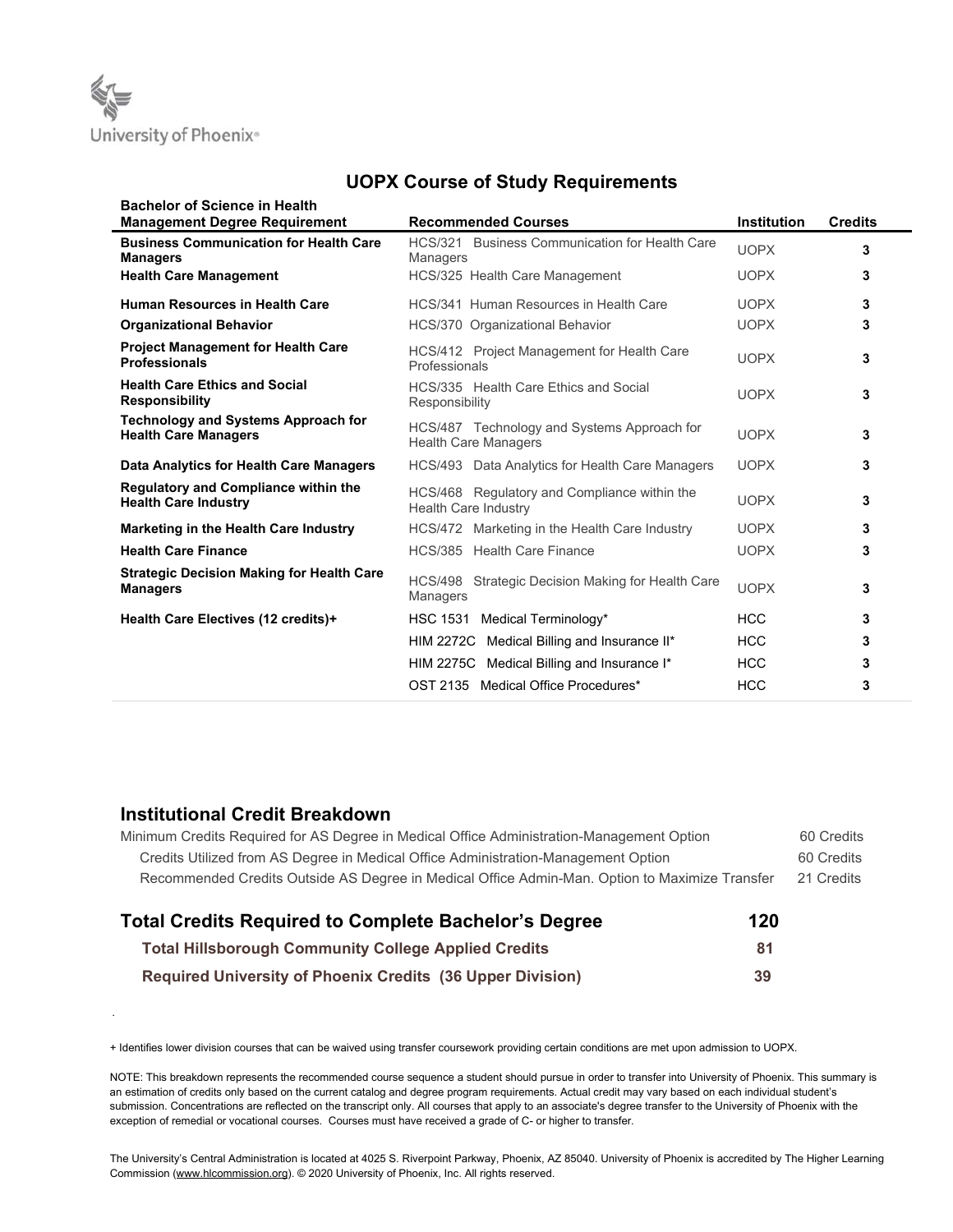University of Phoenix®

## UOPX Course of Study Requirements

| Bachelor of Science in Health Management Degree Requirement | Recommended Courses | Institution | Credits |
|---|---|---|---|
| **Business Communication for Health Care Managers** | HCS/321 Business Communication for Health Care Managers | UOPX | 3 |
| **Health Care Management** | HCS/325 Health Care Management | UOPX | 3 |
| **Human Resources in Health Care** | HCS/341 Human Resources in Health Care | UOPX | 3 |
| **Organizational Behavior** | HCS/370 Organizational Behavior | UOPX | 3 |
| **Project Management for Health Care Professionals** | HCS/412 Project Management for Health Care Professionals | UOPX | 3 |
| **Health Care Ethics and Social Responsibility** | HCS/335 Health Care Ethics and Social Responsibility | UOPX | 3 |
| **Technology and Systems Approach for Health Care Managers** | HCS/487 Technology and Systems Approach for Health Care Managers | UOPX | 3 |
| **Data Analytics for Health Care Managers** | HCS/493 Data Analytics for Health Care Managers | UOPX | 3 |
| **Regulatory and Compliance within the Health Care Industry** | HCS/468 Regulatory and Compliance within the Health Care Industry | UOPX | 3 |
| **Marketing in the Health Care Industry** | HCS/472 Marketing in the Health Care Industry | UOPX | 3 |
| **Health Care Finance** | HCS/385 Health Care Finance | UOPX | 3 |
| **Strategic Decision Making for Health Care Managers** | HCS/498 Strategic Decision Making for Health Care Managers | UOPX | 3 |
| **Health Care Electives (12 credits)+** | HSC 1531 Medical Terminology* | HCC | 3 |
| | HIM 2272C Medical Billing and Insurance II* | HCC | 3 |
| | HIM 2275C Medical Billing and Insurance I* | HCC | 3 |
| | OST 2135 Medical Office Procedures* | HCC | 3 |

## Institutional Credit Breakdown

| | |
|---|---|
| Minimum Credits Required for AS Degree in Medical Office Administration-Management Option | 60 Credits |
| Credits Utilized from AS Degree in Medical Office Administration-Management Option | 60 Credits |
| Recommended Credits Outside AS Degree in Medical Office Admin-Man. Option to Maximize Transfer | 21 Credits |

| | |
|---|---|
| **Total Credits Required to Complete Bachelor's Degree** | **120** |
| **Total Hillsborough Community College Applied Credits** | **81** |
| **Required University of Phoenix Credits (36 Upper Division)** | **39** |

+ Identifies lower division courses that can be waived using transfer coursework providing certain conditions are met upon admission to UOPX.

NOTE: This breakdown represents the recommended course sequence a student should pursue in order to transfer into University of Phoenix. This summary is an estimation of credits only based on the current catalog and degree program requirements. Actual credit may vary based on each individual student's submission. Concentrations are reflected on the transcript only. All courses that apply to an associate's degree transfer to the University of Phoenix with the exception of remedial or vocational courses. Courses must have received a grade of C- or higher to transfer.

The University's Central Administration is located at 4025 S. Riverpoint Parkway, Phoenix, AZ 85040. University of Phoenix is accredited by The Higher Learning Commission (www.hlcommission.org). © 2020 University of Phoenix, Inc. All rights reserved.